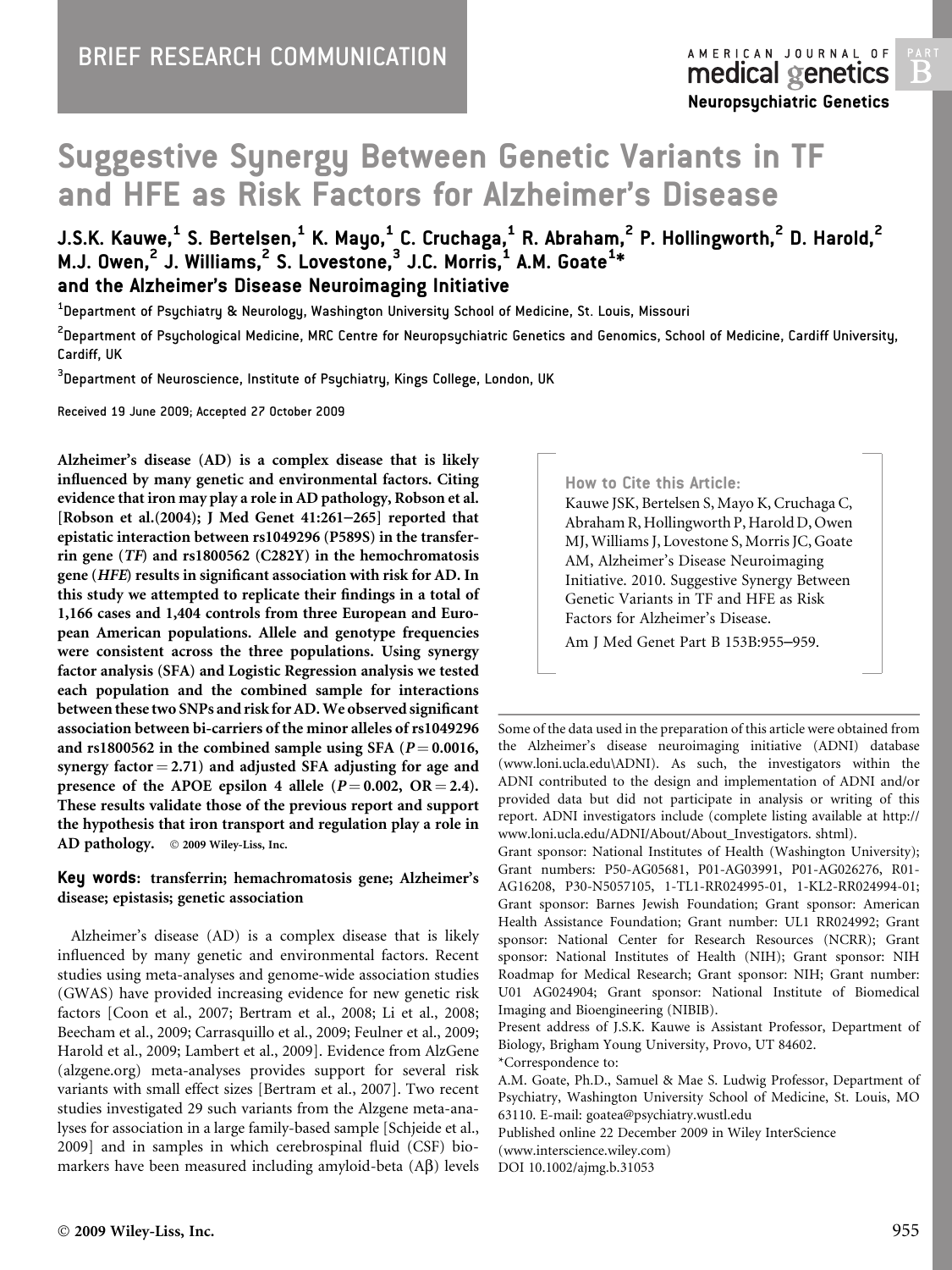BRIEF RESEARCH COMMUNICATION

# Suggestive Synergy Between Genetic Variants in TF and HFE as Risk Factors for Alzheimer's Disease

**J.S.K. Kauwe,[1] S. Bertelsen,[1] K. Mayo,[1] C. Cruchaga,[1] R. Abraham,[2] P. Hollingworth,[2] D. Harold,[2] M.J. Owen,[2] J. Williams,[2] S. Lovestone,[3] J.C. Morris,[1] A.M. Goate[1]* and the Alzheimer's Disease Neuroimaging Initiative**

[1]Department of Psychiatry & Neurology, Washington University School of Medicine, St. Louis, Missouri

[2]Department of Psychological Medicine, MRC Centre for Neuropsychiatric Genetics and Genomics, School of Medicine, Cardiff University, Cardiff, UK

[3]Department of Neuroscience, Institute of Psychiatry, Kings College, London, UK

Received 19 June 2009; Accepted 27 October 2009

**Alzheimer's disease (AD) is a complex disease that is likely influenced by many genetic and environmental factors. Citing evidence that iron may play a role in AD pathology, Robson et al. [Robson et al.(2004); J Med Genet 41:261–265] reported that epistatic interaction between rs1049296 (P589S) in the transferrin gene (*TF*) and rs1800562 (C282Y) in the hemochromatosis gene (*HFE*) results in significant association with risk for AD. In this study we attempted to replicate their findings in a total of 1,166 cases and 1,404 controls from three European and European American populations. Allele and genotype frequencies were consistent across the three populations. Using synergy factor analysis (SFA) and Logistic Regression analysis we tested each population and the combined sample for interactions between these two SNPs and risk for AD. We observed significant association between bi-carriers of the minor alleles of rs1049296 and rs1800562 in the combined sample using SFA ($P = 0.0016$, synergy factor = 2.71) and adjusted SFA adjusting for age and presence of the APOE epsilon 4 allele ($P = 0.002$, OR = 2.4). These results validate those of the previous report and support the hypothesis that iron transport and regulation play a role in AD pathology.** © 2009 Wiley-Liss, Inc.

**Key words:** **transferrin; hemachromatosis gene; Alzheimer's disease; epistasis; genetic association**

> **How to Cite this Article:**
> Kauwe JSK, Bertelsen S, Mayo K, Cruchaga C, Abraham R, Hollingworth P, Harold D, Owen MJ, Williams J, Lovestone S, Morris JC, Goate AM, Alzheimer's Disease Neuroimaging Initiative. 2010. Suggestive Synergy Between Genetic Variants in TF and HFE as Risk Factors for Alzheimer's Disease.
> Am J Med Genet Part B 153B:955–959.

Alzheimer's disease (AD) is a complex disease that is likely influenced by many genetic and environmental factors. Recent studies using meta-analyses and genome-wide association studies (GWAS) have provided increasing evidence for new genetic risk factors [Coon et al., 2007; Bertram et al., 2008; Li et al., 2008; Beecham et al., 2009; Carrasquillo et al., 2009; Feulner et al., 2009; Harold et al., 2009; Lambert et al., 2009]. Evidence from AlzGene (alzgene.org) meta-analyses provides support for several risk variants with small effect sizes [Bertram et al., 2007]. Two recent studies investigated 29 such variants from the Alzgene meta-analyses for association in a large family-based sample [Schjeide et al., 2009] and in samples in which cerebrospinal fluid (CSF) biomarkers have been measured including amyloid-beta (Aβ) levels

Some of the data used in the preparation of this article were obtained from the Alzheimer's disease neuroimaging initiative (ADNI) database (www.loni.ucla.edu\ADNI). As such, the investigators within the ADNI contributed to the design and implementation of ADNI and/or provided data but did not participate in analysis or writing of this report. ADNI investigators include (complete listing available at http://www.loni.ucla.edu/ADNI/About/About_Investigators. shtml).

Grant sponsor: National Institutes of Health (Washington University); Grant numbers: P50-AG05681, P01-AG03991, P01-AG026276, R01-AG16208, P30-N5057105, 1-TL1-RR024995-01, 1-KL2-RR024994-01; Grant sponsor: Barnes Jewish Foundation; Grant sponsor: American Health Assistance Foundation; Grant number: UL1 RR024992; Grant sponsor: National Center for Research Resources (NCRR); Grant sponsor: National Institutes of Health (NIH); Grant sponsor: NIH Roadmap for Medical Research; Grant sponsor: NIH; Grant number: U01 AG024904; Grant sponsor: National Institute of Biomedical Imaging and Bioengineering (NIBIB).

Present address of J.S.K. Kauwe is Assistant Professor, Department of Biology, Brigham Young University, Provo, UT 84602.

*Correspondence to:
A.M. Goate, Ph.D., Samuel & Mae S. Ludwig Professor, Department of Psychiatry, Washington University School of Medicine, St. Louis, MO 63110. E-mail: goatea@psychiatry.wustl.edu

Published online 22 December 2009 in Wiley InterScience (www.interscience.wiley.com)

DOI 10.1002/ajmg.b.31053

© 2009 Wiley-Liss, Inc.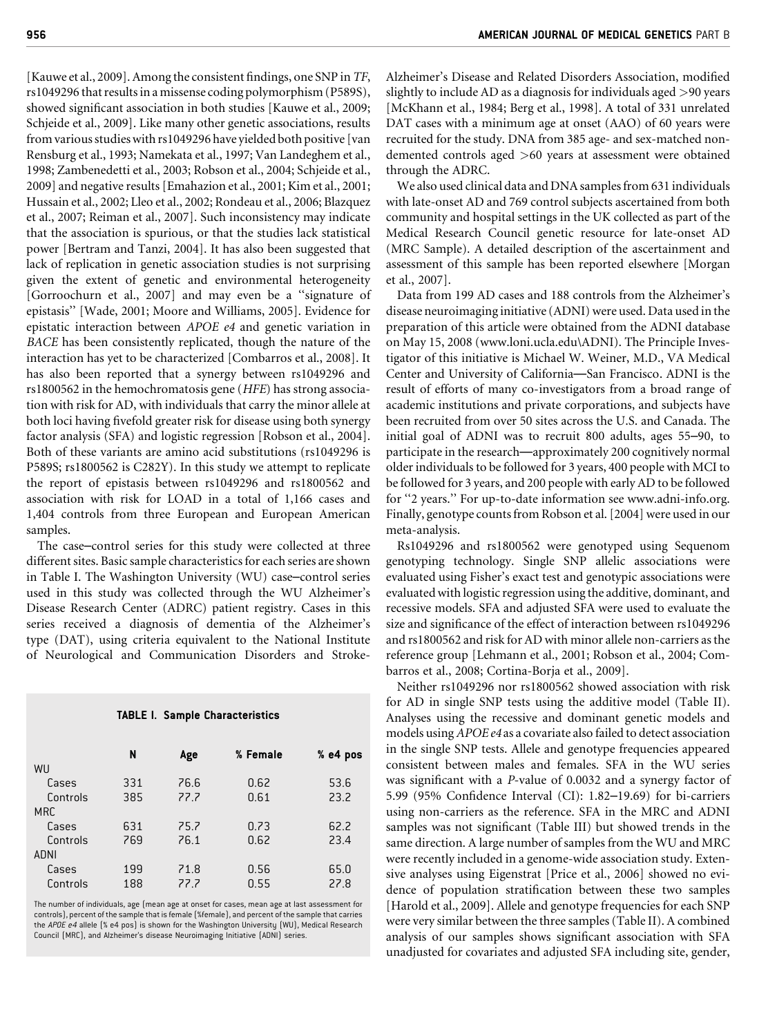[Kauwe et al., 2009]. Among the consistent findings, one SNP in *TF*, rs1049296 that results in a missense coding polymorphism (P589S), showed significant association in both studies [Kauwe et al., 2009; Schjeide et al., 2009]. Like many other genetic associations, results from various studies with rs1049296 have yielded both positive [van Rensburg et al., 1993; Namekata et al., 1997; Van Landeghem et al., 1998; Zambenedetti et al., 2003; Robson et al., 2004; Schjeide et al., 2009] and negative results [Emahazion et al., 2001; Kim et al., 2001; Hussain et al., 2002; Lleo et al., 2002; Rondeau et al., 2006; Blazquez et al., 2007; Reiman et al., 2007]. Such inconsistency may indicate that the association is spurious, or that the studies lack statistical power [Bertram and Tanzi, 2004]. It has also been suggested that lack of replication in genetic association studies is not surprising given the extent of genetic and environmental heterogeneity [Gorroochurn et al., 2007] and may even be a "signature of epistasis" [Wade, 2001; Moore and Williams, 2005]. Evidence for epistatic interaction between *APOE e4* and genetic variation in *BACE* has been consistently replicated, though the nature of the interaction has yet to be characterized [Combarros et al., 2008]. It has also been reported that a synergy between rs1049296 and rs1800562 in the hemochromatosis gene (*HFE*) has strong association with risk for AD, with individuals that carry the minor allele at both loci having fivefold greater risk for disease using both synergy factor analysis (SFA) and logistic regression [Robson et al., 2004]. Both of these variants are amino acid substitutions (rs1049296 is P589S; rs1800562 is C282Y). In this study we attempt to replicate the report of epistasis between rs1049296 and rs1800562 and association with risk for LOAD in a total of 1,166 cases and 1,404 controls from three European and European American samples.

The case–control series for this study were collected at three different sites. Basic sample characteristics for each series are shown in Table I. The Washington University (WU) case–control series used in this study was collected through the WU Alzheimer's Disease Research Center (ADRC) patient registry. Cases in this series received a diagnosis of dementia of the Alzheimer's type (DAT), using criteria equivalent to the National Institute of Neurological and Communication Disorders and Stroke-Alzheimer's Disease and Related Disorders Association, modified slightly to include AD as a diagnosis for individuals aged >90 years [McKhann et al., 1984; Berg et al., 1998]. A total of 331 unrelated DAT cases with a minimum age at onset (AAO) of 60 years were recruited for the study. DNA from 385 age- and sex-matched non-demented controls aged >60 years at assessment were obtained through the ADRC.

**TABLE I. Sample Characteristics**

| | N | Age | % Female | % e4 pos |
|---|---|---|---|---|
| WU | | | | |
| Cases | 331 | 76.6 | 0.62 | 53.6 |
| Controls | 385 | 77.7 | 0.61 | 23.2 |
| MRC | | | | |
| Cases | 631 | 75.7 | 0.73 | 62.2 |
| Controls | 769 | 76.1 | 0.62 | 23.4 |
| ADNI | | | | |
| Cases | 199 | 71.8 | 0.56 | 65.0 |
| Controls | 188 | 77.7 | 0.55 | 27.8 |

The number of individuals, age (mean age at onset for cases, mean age at last assessment for controls), percent of the sample that is female (%female), and percent of the sample that carries the *APOE e4* allele (% e4 pos) is shown for the Washington University (WU), Medical Research Council (MRC), and Alzheimer's disease Neuroimaging Initiative (ADNI) series.

We also used clinical data and DNA samples from 631 individuals with late-onset AD and 769 control subjects ascertained from both community and hospital settings in the UK collected as part of the Medical Research Council genetic resource for late-onset AD (MRC Sample). A detailed description of the ascertainment and assessment of this sample has been reported elsewhere [Morgan et al., 2007].

Data from 199 AD cases and 188 controls from the Alzheimer's disease neuroimaging initiative (ADNI) were used. Data used in the preparation of this article were obtained from the ADNI database on May 15, 2008 (www.loni.ucla.edu\ADNI). The Principle Investigator of this initiative is Michael W. Weiner, M.D., VA Medical Center and University of California—San Francisco. ADNI is the result of efforts of many co-investigators from a broad range of academic institutions and private corporations, and subjects have been recruited from over 50 sites across the U.S. and Canada. The initial goal of ADNI was to recruit 800 adults, ages 55–90, to participate in the research—approximately 200 cognitively normal older individuals to be followed for 3 years, 400 people with MCI to be followed for 3 years, and 200 people with early AD to be followed for "2 years." For up-to-date information see www.adni-info.org. Finally, genotype counts from Robson et al. [2004] were used in our meta-analysis.

Rs1049296 and rs1800562 were genotyped using Sequenom genotyping technology. Single SNP allelic associations were evaluated using Fisher's exact test and genotypic associations were evaluated with logistic regression using the additive, dominant, and recessive models. SFA and adjusted SFA were used to evaluate the size and significance of the effect of interaction between rs1049296 and rs1800562 and risk for AD with minor allele non-carriers as the reference group [Lehmann et al., 2001; Robson et al., 2004; Combarros et al., 2008; Cortina-Borja et al., 2009].

Neither rs1049296 nor rs1800562 showed association with risk for AD in single SNP tests using the additive model (Table II). Analyses using the recessive and dominant genetic models and models using *APOE e4* as a covariate also failed to detect association in the single SNP tests. Allele and genotype frequencies appeared consistent between males and females. SFA in the WU series was significant with a *P*-value of 0.0032 and a synergy factor of 5.99 (95% Confidence Interval (CI): 1.82–19.69) for bi-carriers using non-carriers as the reference. SFA in the MRC and ADNI samples was not significant (Table III) but showed trends in the same direction. A large number of samples from the WU and MRC were recently included in a genome-wide association study. Extensive analyses using Eigenstrat [Price et al., 2006] showed no evidence of population stratification between these two samples [Harold et al., 2009]. Allele and genotype frequencies for each SNP were very similar between the three samples (Table II). A combined analysis of our samples shows significant association with SFA unadjusted for covariates and adjusted SFA including site, gender,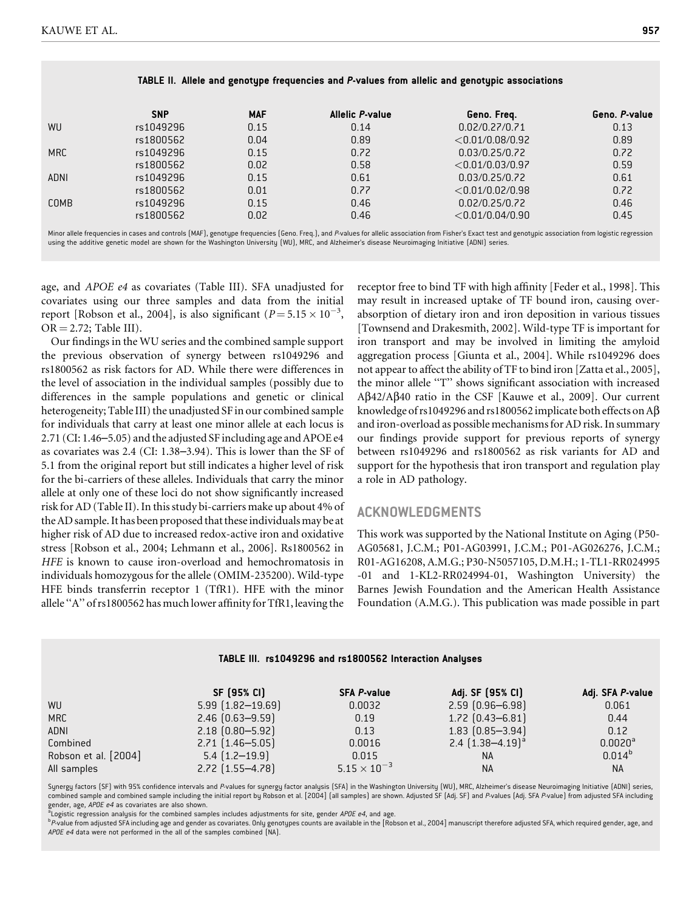TABLE II. Allele and genotype frequencies and *P*-values from allelic and genotypic associations

| | SNP | MAF | Allelic *P*-value | Geno. Freq. | Geno. *P*-value |
|---|---|---|---|---|---|
| WU | rs1049296 | 0.15 | 0.14 | 0.02/0.27/0.71 | 0.13 |
| | rs1800562 | 0.04 | 0.89 | <0.01/0.08/0.92 | 0.89 |
| MRC | rs1049296 | 0.15 | 0.72 | 0.03/0.25/0.72 | 0.72 |
| | rs1800562 | 0.02 | 0.58 | <0.01/0.03/0.97 | 0.59 |
| ADNI | rs1049296 | 0.15 | 0.61 | 0.03/0.25/0.72 | 0.61 |
| | rs1800562 | 0.01 | 0.77 | <0.01/0.02/0.98 | 0.72 |
| COMB | rs1049296 | 0.15 | 0.46 | 0.02/0.25/0.72 | 0.46 |
| | rs1800562 | 0.02 | 0.46 | <0.01/0.04/0.90 | 0.45 |

Minor allele frequencies in cases and controls (MAF), genotype frequencies (Geno. Freq.), and *P*-values for allelic association from Fisher's Exact test and genotypic association from logistic regression using the additive genetic model are shown for the Washington University (WU), MRC, and Alzheimer's disease Neuroimaging Initiative (ADNI) series.

age, and *APOE e4* as covariates (Table III). SFA unadjusted for covariates using our three samples and data from the initial report [Robson et al., 2004], is also significant ($P = 5.15 \times 10^{-3}$, OR = 2.72; Table III).

Our findings in the WU series and the combined sample support the previous observation of synergy between rs1049296 and rs1800562 as risk factors for AD. While there were differences in the level of association in the individual samples (possibly due to differences in the sample populations and genetic or clinical heterogeneity; Table III) the unadjusted SF in our combined sample for individuals that carry at least one minor allele at each locus is 2.71 (CI: 1.46–5.05) and the adjusted SF including age and APOE e4 as covariates was 2.4 (CI: 1.38–3.94). This is lower than the SF of 5.1 from the original report but still indicates a higher level of risk for the bi-carriers of these alleles. Individuals that carry the minor allele at only one of these loci do not show significantly increased risk for AD (Table II). In this study bi-carriers make up about 4% of the AD sample. It has been proposed that these individuals may be at higher risk of AD due to increased redox-active iron and oxidative stress [Robson et al., 2004; Lehmann et al., 2006]. Rs1800562 in *HFE* is known to cause iron-overload and hemochromatosis in individuals homozygous for the allele (OMIM-235200). Wild-type HFE binds transferrin receptor 1 (TfR1). HFE with the minor allele "A" of rs1800562 has much lower affinity for TfR1, leaving the receptor free to bind TF with high affinity [Feder et al., 1998]. This may result in increased uptake of TF bound iron, causing over-absorption of dietary iron and iron deposition in various tissues [Townsend and Drakesmith, 2002]. Wild-type TF is important for iron transport and may be involved in limiting the amyloid aggregation process [Giunta et al., 2004]. While rs1049296 does not appear to affect the ability of TF to bind iron [Zatta et al., 2005], the minor allele "T" shows significant association with increased Aβ42/Aβ40 ratio in the CSF [Kauwe et al., 2009]. Our current knowledge of rs1049296 and rs1800562 implicate both effects on Aβ and iron-overload as possible mechanisms for AD risk. In summary our findings provide support for previous reports of synergy between rs1049296 and rs1800562 as risk variants for AD and support for the hypothesis that iron transport and regulation play a role in AD pathology.

## ACKNOWLEDGMENTS

This work was supported by the National Institute on Aging (P50-AG05681, J.C.M.; P01-AG03991, J.C.M.; P01-AG026276, J.C.M.; R01-AG16208, A.M.G.; P30-N5057105, D.M.H.; 1-TL1-RR024995 -01 and 1-KL2-RR024994-01, Washington University) the Barnes Jewish Foundation and the American Health Assistance Foundation (A.M.G.). This publication was made possible in part

TABLE III. rs1049296 and rs1800562 Interaction Analyses

| | SF (95% CI) | SFA *P*-value | Adj. SF (95% CI) | Adj. SFA *P*-value |
|---|---|---|---|---|
| WU | 5.99 (1.82–19.69) | 0.0032 | 2.59 (0.96–6.98) | 0.061 |
| MRC | 2.46 (0.63–9.59) | 0.19 | 1.72 (0.43–6.81) | 0.44 |
| ADNI | 2.18 (0.80–5.92) | 0.13 | 1.83 (0.85–3.94) | 0.12 |
| Combined | 2.71 (1.46–5.05) | 0.0016 | 2.4 (1.38–4.19)[a] | 0.0020[a] |
| Robson et al. [2004] | 5.4 (1.2–19.9) | 0.015 | NA | 0.014[b] |
| All samples | 2.72 (1.55–4.78) | $5.15 \times 10^{-3}$ | NA | NA |

Synergy factors (SF) with 95% confidence intervals and *P*-values for synergy factor analysis (SFA) in the Washington University (WU), MRC, Alzheimer's disease Neuroimaging Initiative (ADNI) series, combined sample and combined sample including the initial report by Robson et al. [2004] (all samples) are shown. Adjusted SF (Adj. SF) and *P*-values (Adj. SFA *P*-value) from adjusted SFA including gender, age, *APOE e4* as covariates are also shown.

[a]Logistic regression analysis for the combined samples includes adjustments for site, gender *APOE e4*, and age.

[b]*P*-value from adjusted SFA including age and gender as covariates. Only genotypes counts are available in the [Robson et al., 2004] manuscript therefore adjusted SFA, which required gender, age, and *APOE e4* data were not performed in the all of the samples combined (NA).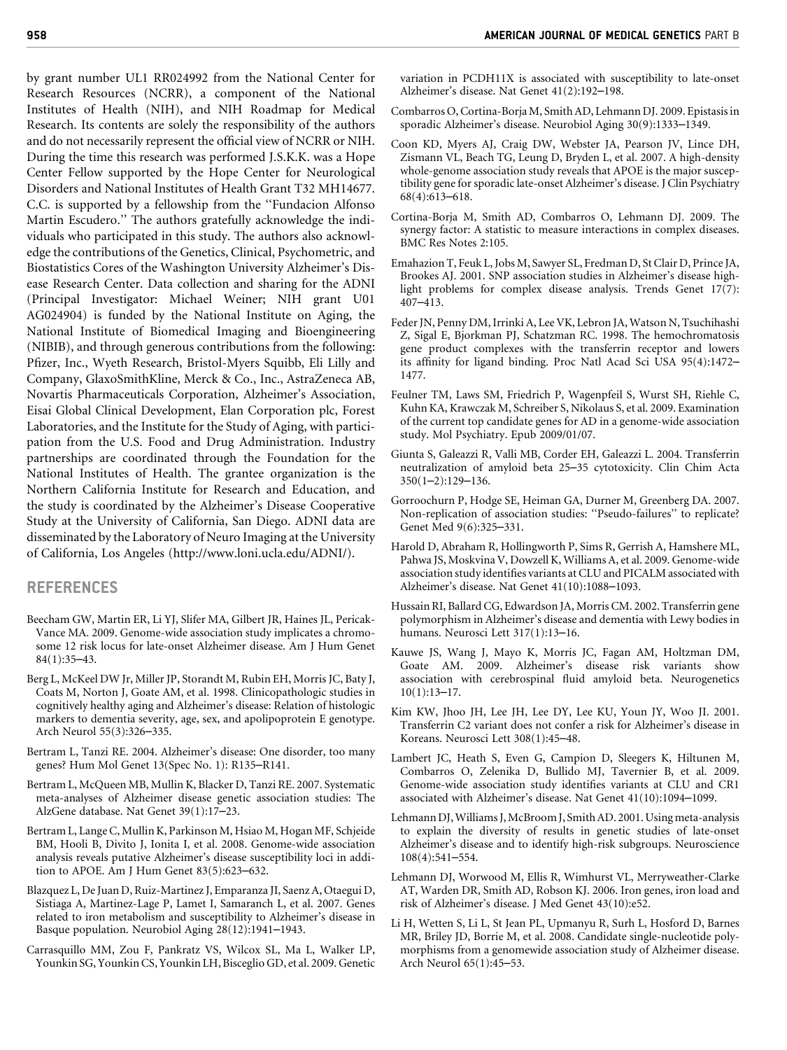by grant number UL1 RR024992 from the National Center for Research Resources (NCRR), a component of the National Institutes of Health (NIH), and NIH Roadmap for Medical Research. Its contents are solely the responsibility of the authors and do not necessarily represent the official view of NCRR or NIH. During the time this research was performed J.S.K.K. was a Hope Center Fellow supported by the Hope Center for Neurological Disorders and National Institutes of Health Grant T32 MH14677. C.C. is supported by a fellowship from the ''Fundacion Alfonso Martin Escudero.'' The authors gratefully acknowledge the individuals who participated in this study. The authors also acknowledge the contributions of the Genetics, Clinical, Psychometric, and Biostatistics Cores of the Washington University Alzheimer's Disease Research Center. Data collection and sharing for the ADNI (Principal Investigator: Michael Weiner; NIH grant U01 AG024904) is funded by the National Institute on Aging, the National Institute of Biomedical Imaging and Bioengineering (NIBIB), and through generous contributions from the following: Pfizer, Inc., Wyeth Research, Bristol-Myers Squibb, Eli Lilly and Company, GlaxoSmithKline, Merck & Co., Inc., AstraZeneca AB, Novartis Pharmaceuticals Corporation, Alzheimer's Association, Eisai Global Clinical Development, Elan Corporation plc, Forest Laboratories, and the Institute for the Study of Aging, with participation from the U.S. Food and Drug Administration. Industry partnerships are coordinated through the Foundation for the National Institutes of Health. The grantee organization is the Northern California Institute for Research and Education, and the study is coordinated by the Alzheimer's Disease Cooperative Study at the University of California, San Diego. ADNI data are disseminated by the Laboratory of Neuro Imaging at the University of California, Los Angeles (http://www.loni.ucla.edu/ADNI/).

## REFERENCES

Beecham GW, Martin ER, Li YJ, Slifer MA, Gilbert JR, Haines JL, Pericak-Vance MA. 2009. Genome-wide association study implicates a chromosome 12 risk locus for late-onset Alzheimer disease. Am J Hum Genet 84(1):35–43.

Berg L, McKeel DW Jr, Miller JP, Storandt M, Rubin EH, Morris JC, Baty J, Coats M, Norton J, Goate AM, et al. 1998. Clinicopathologic studies in cognitively healthy aging and Alzheimer's disease: Relation of histologic markers to dementia severity, age, sex, and apolipoprotein E genotype. Arch Neurol 55(3):326–335.

Bertram L, Tanzi RE. 2004. Alzheimer's disease: One disorder, too many genes? Hum Mol Genet 13(Spec No. 1): R135–R141.

Bertram L, McQueen MB, Mullin K, Blacker D, Tanzi RE. 2007. Systematic meta-analyses of Alzheimer disease genetic association studies: The AlzGene database. Nat Genet 39(1):17–23.

Bertram L, Lange C, Mullin K, Parkinson M, Hsiao M, Hogan MF, Schjeide BM, Hooli B, Divito J, Ionita I, et al. 2008. Genome-wide association analysis reveals putative Alzheimer's disease susceptibility loci in addition to APOE. Am J Hum Genet 83(5):623–632.

Blazquez L, De Juan D, Ruiz-Martinez J, Emparanza JI, Saenz A, Otaegui D, Sistiaga A, Martinez-Lage P, Lamet I, Samaranch L, et al. 2007. Genes related to iron metabolism and susceptibility to Alzheimer's disease in Basque population. Neurobiol Aging 28(12):1941–1943.

Carrasquillo MM, Zou F, Pankratz VS, Wilcox SL, Ma L, Walker LP, Younkin SG, Younkin CS, Younkin LH, Bisceglio GD, et al. 2009. Genetic variation in PCDH11X is associated with susceptibility to late-onset Alzheimer's disease. Nat Genet 41(2):192–198.

Combarros O, Cortina-Borja M, Smith AD, Lehmann DJ. 2009. Epistasis in sporadic Alzheimer's disease. Neurobiol Aging 30(9):1333–1349.

Coon KD, Myers AJ, Craig DW, Webster JA, Pearson JV, Lince DH, Zismann VL, Beach TG, Leung D, Bryden L, et al. 2007. A high-density whole-genome association study reveals that APOE is the major susceptibility gene for sporadic late-onset Alzheimer's disease. J Clin Psychiatry 68(4):613–618.

Cortina-Borja M, Smith AD, Combarros O, Lehmann DJ. 2009. The synergy factor: A statistic to measure interactions in complex diseases. BMC Res Notes 2:105.

Emahazion T, Feuk L, Jobs M, Sawyer SL, Fredman D, St Clair D, Prince JA, Brookes AJ. 2001. SNP association studies in Alzheimer's disease highlight problems for complex disease analysis. Trends Genet 17(7): 407–413.

Feder JN, Penny DM, Irrinki A, Lee VK, Lebron JA, Watson N, Tsuchihashi Z, Sigal E, Bjorkman PJ, Schatzman RC. 1998. The hemochromatosis gene product complexes with the transferrin receptor and lowers its affinity for ligand binding. Proc Natl Acad Sci USA 95(4):1472–1477.

Feulner TM, Laws SM, Friedrich P, Wagenpfeil S, Wurst SH, Riehle C, Kuhn KA, Krawczak M, Schreiber S, Nikolaus S, et al. 2009. Examination of the current top candidate genes for AD in a genome-wide association study. Mol Psychiatry. Epub 2009/01/07.

Giunta S, Galeazzi R, Valli MB, Corder EH, Galeazzi L. 2004. Transferrin neutralization of amyloid beta 25–35 cytotoxicity. Clin Chim Acta 350(1–2):129–136.

Gorroochurn P, Hodge SE, Heiman GA, Durner M, Greenberg DA. 2007. Non-replication of association studies: ''Pseudo-failures'' to replicate? Genet Med 9(6):325–331.

Harold D, Abraham R, Hollingworth P, Sims R, Gerrish A, Hamshere ML, Pahwa JS, Moskvina V, Dowzell K, Williams A, et al. 2009. Genome-wide association study identifies variants at CLU and PICALM associated with Alzheimer's disease. Nat Genet 41(10):1088–1093.

Hussain RI, Ballard CG, Edwardson JA, Morris CM. 2002. Transferrin gene polymorphism in Alzheimer's disease and dementia with Lewy bodies in humans. Neurosci Lett 317(1):13–16.

Kauwe JS, Wang J, Mayo K, Morris JC, Fagan AM, Holtzman DM, Goate AM. 2009. Alzheimer's disease risk variants show association with cerebrospinal fluid amyloid beta. Neurogenetics 10(1):13–17.

Kim KW, Jhoo JH, Lee JH, Lee DY, Lee KU, Youn JY, Woo JI. 2001. Transferrin C2 variant does not confer a risk for Alzheimer's disease in Koreans. Neurosci Lett 308(1):45–48.

Lambert JC, Heath S, Even G, Campion D, Sleegers K, Hiltunen M, Combarros O, Zelenika D, Bullido MJ, Tavernier B, et al. 2009. Genome-wide association study identifies variants at CLU and CR1 associated with Alzheimer's disease. Nat Genet 41(10):1094–1099.

Lehmann DJ, Williams J, McBroom J, Smith AD. 2001. Using meta-analysis to explain the diversity of results in genetic studies of late-onset Alzheimer's disease and to identify high-risk subgroups. Neuroscience 108(4):541–554.

Lehmann DJ, Worwood M, Ellis R, Wimhurst VL, Merryweather-Clarke AT, Warden DR, Smith AD, Robson KJ. 2006. Iron genes, iron load and risk of Alzheimer's disease. J Med Genet 43(10):e52.

Li H, Wetten S, Li L, St Jean PL, Upmanyu R, Surh L, Hosford D, Barnes MR, Briley JD, Borrie M, et al. 2008. Candidate single-nucleotide polymorphisms from a genomewide association study of Alzheimer disease. Arch Neurol 65(1):45–53.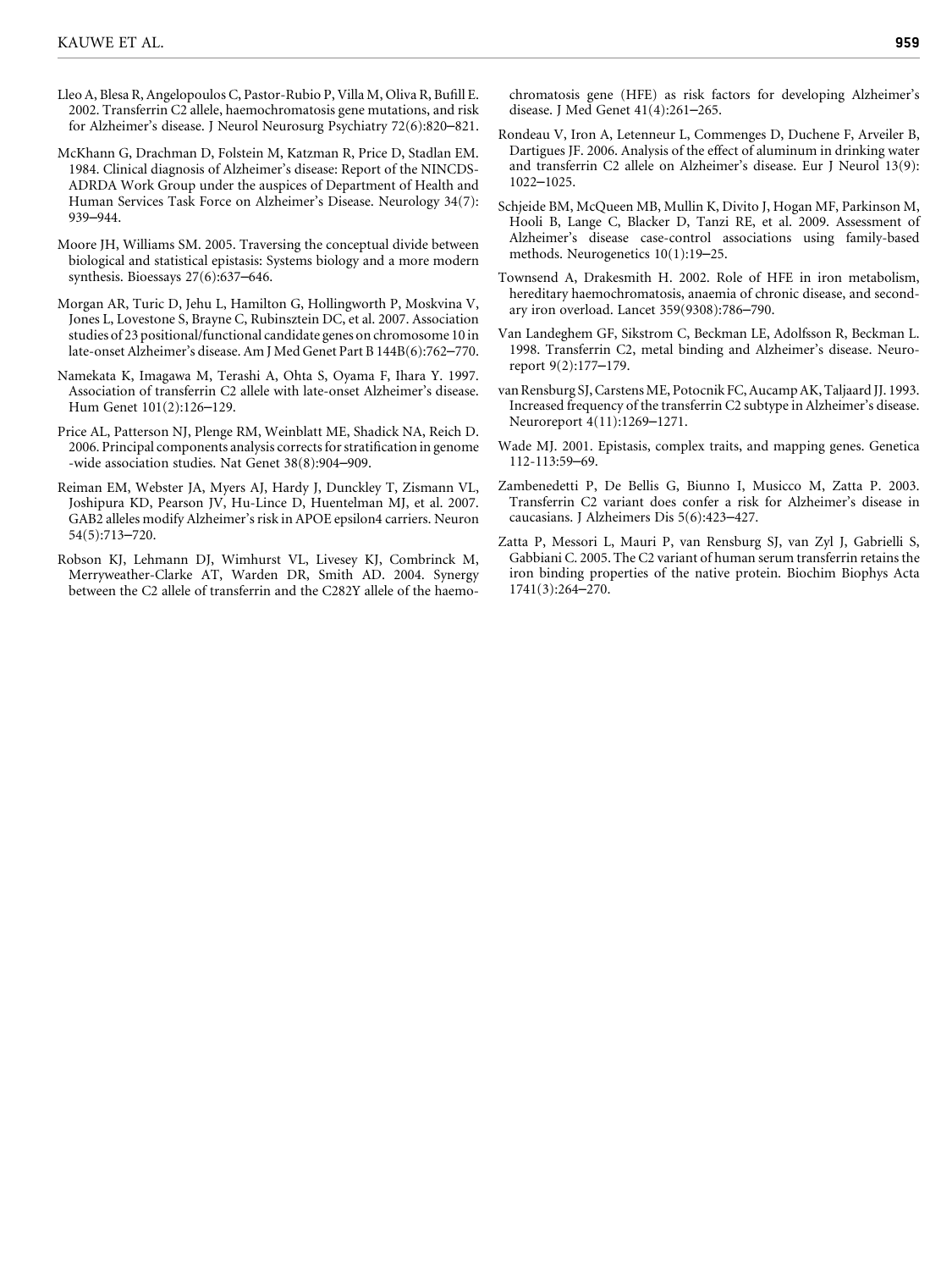Lleo A, Blesa R, Angelopoulos C, Pastor-Rubio P, Villa M, Oliva R, Bufill E. 2002. Transferrin C2 allele, haemochromatosis gene mutations, and risk for Alzheimer's disease. J Neurol Neurosurg Psychiatry 72(6):820–821.

McKhann G, Drachman D, Folstein M, Katzman R, Price D, Stadlan EM. 1984. Clinical diagnosis of Alzheimer's disease: Report of the NINCDS-ADRDA Work Group under the auspices of Department of Health and Human Services Task Force on Alzheimer's Disease. Neurology 34(7): 939–944.

Moore JH, Williams SM. 2005. Traversing the conceptual divide between biological and statistical epistasis: Systems biology and a more modern synthesis. Bioessays 27(6):637–646.

Morgan AR, Turic D, Jehu L, Hamilton G, Hollingworth P, Moskvina V, Jones L, Lovestone S, Brayne C, Rubinsztein DC, et al. 2007. Association studies of 23 positional/functional candidate genes on chromosome 10 in late-onset Alzheimer's disease. Am J Med Genet Part B 144B(6):762–770.

Namekata K, Imagawa M, Terashi A, Ohta S, Oyama F, Ihara Y. 1997. Association of transferrin C2 allele with late-onset Alzheimer's disease. Hum Genet 101(2):126–129.

Price AL, Patterson NJ, Plenge RM, Weinblatt ME, Shadick NA, Reich D. 2006. Principal components analysis corrects for stratification in genome -wide association studies. Nat Genet 38(8):904–909.

Reiman EM, Webster JA, Myers AJ, Hardy J, Dunckley T, Zismann VL, Joshipura KD, Pearson JV, Hu-Lince D, Huentelman MJ, et al. 2007. GAB2 alleles modify Alzheimer's risk in APOE epsilon4 carriers. Neuron 54(5):713–720.

Robson KJ, Lehmann DJ, Wimhurst VL, Livesey KJ, Combrinck M, Merryweather-Clarke AT, Warden DR, Smith AD. 2004. Synergy between the C2 allele of transferrin and the C282Y allele of the haemochromatosis gene (HFE) as risk factors for developing Alzheimer's disease. J Med Genet 41(4):261–265.

Rondeau V, Iron A, Letenneur L, Commenges D, Duchene F, Arveiler B, Dartigues JF. 2006. Analysis of the effect of aluminum in drinking water and transferrin C2 allele on Alzheimer's disease. Eur J Neurol 13(9): 1022–1025.

Schjeide BM, McQueen MB, Mullin K, Divito J, Hogan MF, Parkinson M, Hooli B, Lange C, Blacker D, Tanzi RE, et al. 2009. Assessment of Alzheimer's disease case-control associations using family-based methods. Neurogenetics 10(1):19–25.

Townsend A, Drakesmith H. 2002. Role of HFE in iron metabolism, hereditary haemochromatosis, anaemia of chronic disease, and secondary iron overload. Lancet 359(9308):786–790.

Van Landeghem GF, Sikstrom C, Beckman LE, Adolfsson R, Beckman L. 1998. Transferrin C2, metal binding and Alzheimer's disease. Neuroreport 9(2):177–179.

van Rensburg SJ, Carstens ME, Potocnik FC, Aucamp AK, Taljaard JJ. 1993. Increased frequency of the transferrin C2 subtype in Alzheimer's disease. Neuroreport 4(11):1269–1271.

Wade MJ. 2001. Epistasis, complex traits, and mapping genes. Genetica 112-113:59–69.

Zambenedetti P, De Bellis G, Biunno I, Musicco M, Zatta P. 2003. Transferrin C2 variant does confer a risk for Alzheimer's disease in caucasians. J Alzheimers Dis 5(6):423–427.

Zatta P, Messori L, Mauri P, van Rensburg SJ, van Zyl J, Gabrielli S, Gabbiani C. 2005. The C2 variant of human serum transferrin retains the iron binding properties of the native protein. Biochim Biophys Acta 1741(3):264–270.